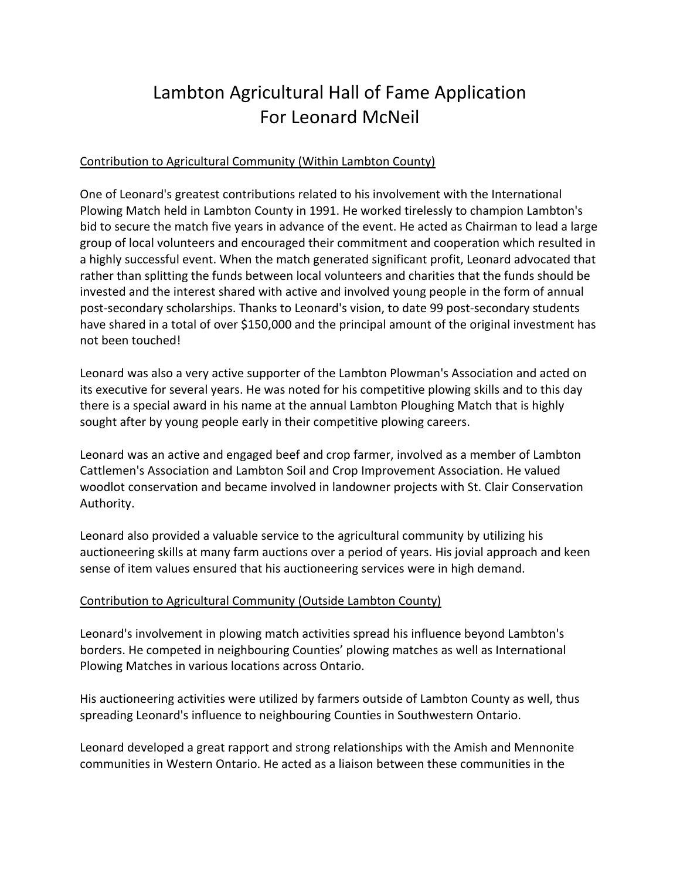# Lambton Agricultural Hall of Fame Application For Leonard McNeil

<u>Contribution to Agricultural Community (Within Lambton County)</u>

One of Leonard's greatest contributions related to his involvement with the International Plowing Match held in Lambton County in 1991. He worked tirelessly to champion Lambton's bid to secure the match five years in advance of the event. He acted as Chairman to lead a large group of local volunteers and encouraged their commitment and cooperation which resulted in a highly successful event. When the match generated significant profit, Leonard advocated that rather than splitting the funds between local volunteers and charities that the funds should be invested and the interest shared with active and involved young people in the form of annual post-secondary scholarships. Thanks to Leonard's vision, to date 99 post-secondary students have shared in a total of over $150,000 and the principal amount of the original investment has not been touched!

Leonard was also a very active supporter of the Lambton Plowman's Association and acted on its executive for several years. He was noted for his competitive plowing skills and to this day there is a special award in his name at the annual Lambton Ploughing Match that is highly sought after by young people early in their competitive plowing careers.

Leonard was an active and engaged beef and crop farmer, involved as a member of Lambton Cattlemen's Association and Lambton Soil and Crop Improvement Association. He valued woodlot conservation and became involved in landowner projects with St. Clair Conservation Authority.

Leonard also provided a valuable service to the agricultural community by utilizing his auctioneering skills at many farm auctions over a period of years. His jovial approach and keen sense of item values ensured that his auctioneering services were in high demand.

<u>Contribution to Agricultural Community (Outside Lambton County)</u>

Leonard's involvement in plowing match activities spread his influence beyond Lambton's borders. He competed in neighbouring Counties' plowing matches as well as International Plowing Matches in various locations across Ontario.

His auctioneering activities were utilized by farmers outside of Lambton County as well, thus spreading Leonard's influence to neighbouring Counties in Southwestern Ontario.

Leonard developed a great rapport and strong relationships with the Amish and Mennonite communities in Western Ontario. He acted as a liaison between these communities in the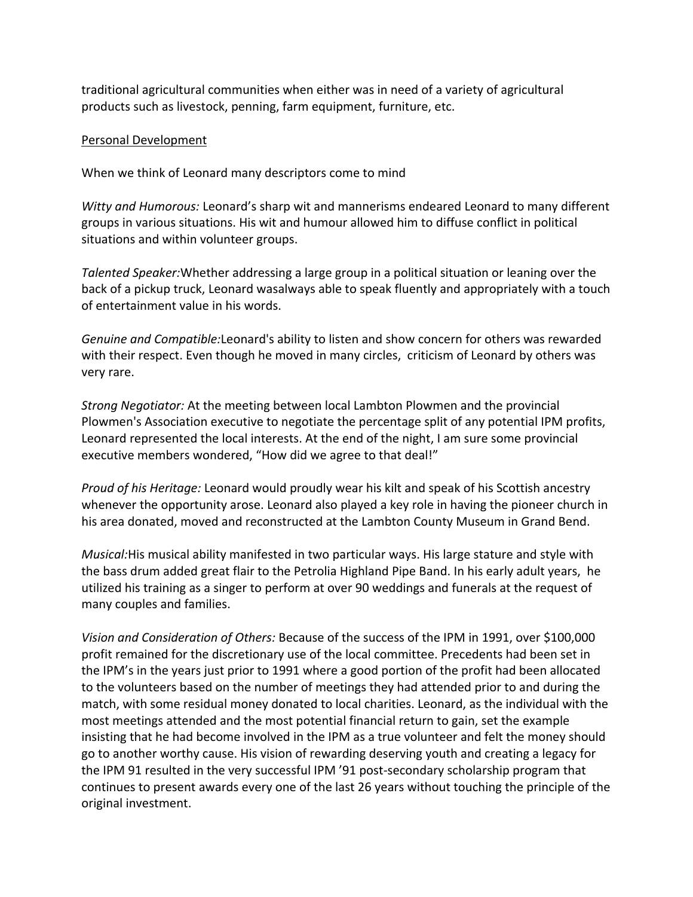traditional agricultural communities when either was in need of a variety of agricultural products such as livestock, penning, farm equipment, furniture, etc.

<u>Personal Development</u>

When we think of Leonard many descriptors come to mind

*Witty and Humorous:* Leonard's sharp wit and mannerisms endeared Leonard to many different groups in various situations. His wit and humour allowed him to diffuse conflict in political situations and within volunteer groups.

*Talented Speaker:*Whether addressing a large group in a political situation or leaning over the back of a pickup truck, Leonard wasalways able to speak fluently and appropriately with a touch of entertainment value in his words.

*Genuine and Compatible:*Leonard's ability to listen and show concern for others was rewarded with their respect. Even though he moved in many circles, criticism of Leonard by others was very rare.

*Strong Negotiator:* At the meeting between local Lambton Plowmen and the provincial Plowmen's Association executive to negotiate the percentage split of any potential IPM profits, Leonard represented the local interests. At the end of the night, I am sure some provincial executive members wondered, "How did we agree to that deal!"

*Proud of his Heritage:* Leonard would proudly wear his kilt and speak of his Scottish ancestry whenever the opportunity arose. Leonard also played a key role in having the pioneer church in his area donated, moved and reconstructed at the Lambton County Museum in Grand Bend.

*Musical:*His musical ability manifested in two particular ways. His large stature and style with the bass drum added great flair to the Petrolia Highland Pipe Band. In his early adult years, he utilized his training as a singer to perform at over 90 weddings and funerals at the request of many couples and families.

*Vision and Consideration of Others:* Because of the success of the IPM in 1991, over $100,000 profit remained for the discretionary use of the local committee. Precedents had been set in the IPM's in the years just prior to 1991 where a good portion of the profit had been allocated to the volunteers based on the number of meetings they had attended prior to and during the match, with some residual money donated to local charities. Leonard, as the individual with the most meetings attended and the most potential financial return to gain, set the example insisting that he had become involved in the IPM as a true volunteer and felt the money should go to another worthy cause. His vision of rewarding deserving youth and creating a legacy for the IPM 91 resulted in the very successful IPM '91 post-secondary scholarship program that continues to present awards every one of the last 26 years without touching the principle of the original investment.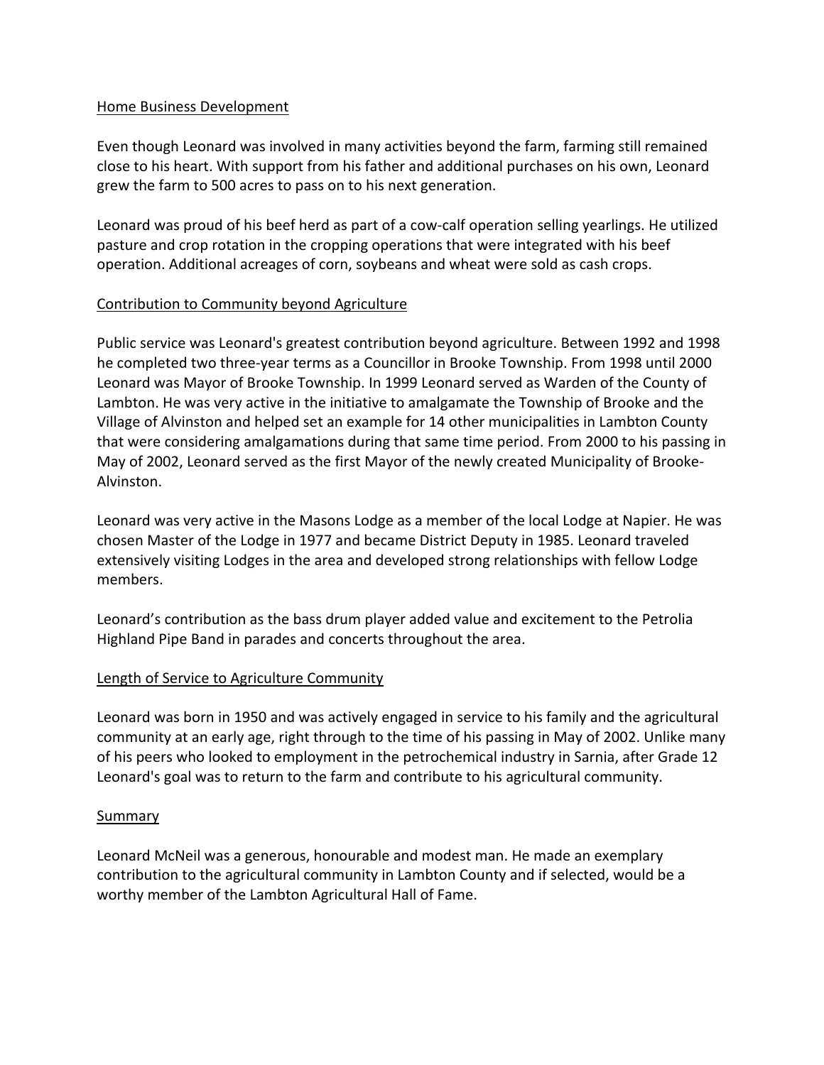## Home Business Development

Even though Leonard was involved in many activities beyond the farm, farming still remained close to his heart. With support from his father and additional purchases on his own, Leonard grew the farm to 500 acres to pass on to his next generation.

Leonard was proud of his beef herd as part of a cow-calf operation selling yearlings. He utilized pasture and crop rotation in the cropping operations that were integrated with his beef operation. Additional acreages of corn, soybeans and wheat were sold as cash crops.

## Contribution to Community beyond Agriculture

Public service was Leonard's greatest contribution beyond agriculture. Between 1992 and 1998 he completed two three-year terms as a Councillor in Brooke Township. From 1998 until 2000 Leonard was Mayor of Brooke Township. In 1999 Leonard served as Warden of the County of Lambton. He was very active in the initiative to amalgamate the Township of Brooke and the Village of Alvinston and helped set an example for 14 other municipalities in Lambton County that were considering amalgamations during that same time period. From 2000 to his passing in May of 2002, Leonard served as the first Mayor of the newly created Municipality of Brooke-Alvinston.

Leonard was very active in the Masons Lodge as a member of the local Lodge at Napier. He was chosen Master of the Lodge in 1977 and became District Deputy in 1985. Leonard traveled extensively visiting Lodges in the area and developed strong relationships with fellow Lodge members.

Leonard's contribution as the bass drum player added value and excitement to the Petrolia Highland Pipe Band in parades and concerts throughout the area.

## Length of Service to Agriculture Community

Leonard was born in 1950 and was actively engaged in service to his family and the agricultural community at an early age, right through to the time of his passing in May of 2002. Unlike many of his peers who looked to employment in the petrochemical industry in Sarnia, after Grade 12 Leonard's goal was to return to the farm and contribute to his agricultural community.

## Summary

Leonard McNeil was a generous, honourable and modest man. He made an exemplary contribution to the agricultural community in Lambton County and if selected, would be a worthy member of the Lambton Agricultural Hall of Fame.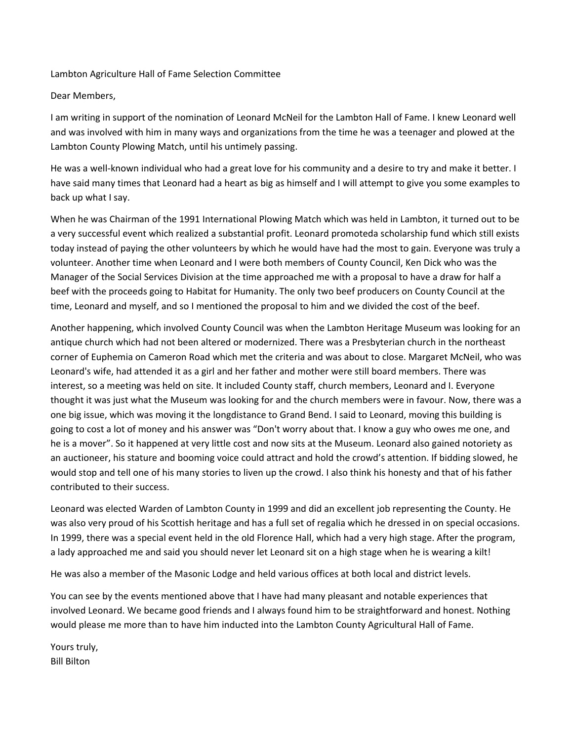Lambton Agriculture Hall of Fame Selection Committee

Dear Members,

I am writing in support of the nomination of Leonard McNeil for the Lambton Hall of Fame. I knew Leonard well and was involved with him in many ways and organizations from the time he was a teenager and plowed at the Lambton County Plowing Match, until his untimely passing.

He was a well-known individual who had a great love for his community and a desire to try and make it better. I have said many times that Leonard had a heart as big as himself and I will attempt to give you some examples to back up what I say.

When he was Chairman of the 1991 International Plowing Match which was held in Lambton, it turned out to be a very successful event which realized a substantial profit. Leonard promoteda scholarship fund which still exists today instead of paying the other volunteers by which he would have had the most to gain. Everyone was truly a volunteer. Another time when Leonard and I were both members of County Council, Ken Dick who was the Manager of the Social Services Division at the time approached me with a proposal to have a draw for half a beef with the proceeds going to Habitat for Humanity. The only two beef producers on County Council at the time, Leonard and myself, and so I mentioned the proposal to him and we divided the cost of the beef.

Another happening, which involved County Council was when the Lambton Heritage Museum was looking for an antique church which had not been altered or modernized. There was a Presbyterian church in the northeast corner of Euphemia on Cameron Road which met the criteria and was about to close. Margaret McNeil, who was Leonard's wife, had attended it as a girl and her father and mother were still board members. There was interest, so a meeting was held on site. It included County staff, church members, Leonard and I. Everyone thought it was just what the Museum was looking for and the church members were in favour. Now, there was a one big issue, which was moving it the longdistance to Grand Bend. I said to Leonard, moving this building is going to cost a lot of money and his answer was "Don't worry about that. I know a guy who owes me one, and he is a mover". So it happened at very little cost and now sits at the Museum. Leonard also gained notoriety as an auctioneer, his stature and booming voice could attract and hold the crowd's attention. If bidding slowed, he would stop and tell one of his many stories to liven up the crowd. I also think his honesty and that of his father contributed to their success.

Leonard was elected Warden of Lambton County in 1999 and did an excellent job representing the County. He was also very proud of his Scottish heritage and has a full set of regalia which he dressed in on special occasions. In 1999, there was a special event held in the old Florence Hall, which had a very high stage. After the program, a lady approached me and said you should never let Leonard sit on a high stage when he is wearing a kilt!

He was also a member of the Masonic Lodge and held various offices at both local and district levels.

You can see by the events mentioned above that I have had many pleasant and notable experiences that involved Leonard. We became good friends and I always found him to be straightforward and honest. Nothing would please me more than to have him inducted into the Lambton County Agricultural Hall of Fame.

Yours truly,  
Bill Bilton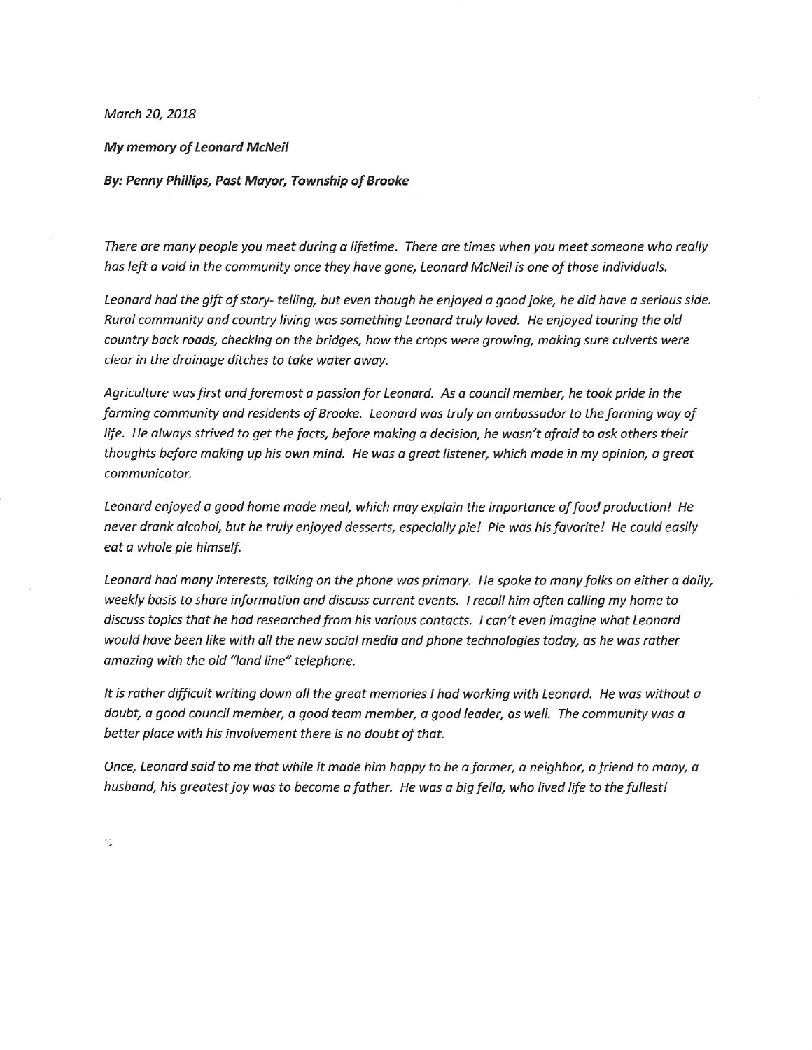*March 20, 2018*

***My memory of Leonard McNeil***

***By: Penny Phillips, Past Mayor, Township of Brooke***

*There are many people you meet during a lifetime. There are times when you meet someone who really has left a void in the community once they have gone, Leonard McNeil is one of those individuals.*

*Leonard had the gift of story- telling, but even though he enjoyed a good joke, he did have a serious side. Rural community and country living was something Leonard truly loved. He enjoyed touring the old country back roads, checking on the bridges, how the crops were growing, making sure culverts were clear in the drainage ditches to take water away.*

*Agriculture was first and foremost a passion for Leonard. As a council member, he took pride in the farming community and residents of Brooke. Leonard was truly an ambassador to the farming way of life. He always strived to get the facts, before making a decision, he wasn't afraid to ask others their thoughts before making up his own mind. He was a great listener, which made in my opinion, a great communicator.*

*Leonard enjoyed a good home made meal, which may explain the importance of food production! He never drank alcohol, but he truly enjoyed desserts, especially pie! Pie was his favorite! He could easily eat a whole pie himself.*

*Leonard had many interests, talking on the phone was primary. He spoke to many folks on either a daily, weekly basis to share information and discuss current events. I recall him often calling my home to discuss topics that he had researched from his various contacts. I can't even imagine what Leonard would have been like with all the new social media and phone technologies today, as he was rather amazing with the old "land line" telephone.*

*It is rather difficult writing down all the great memories I had working with Leonard. He was without a doubt, a good council member, a good team member, a good leader, as well. The community was a better place with his involvement there is no doubt of that.*

*Once, Leonard said to me that while it made him happy to be a farmer, a neighbor, a friend to many, a husband, his greatest joy was to become a father. He was a big fella, who lived life to the fullest!*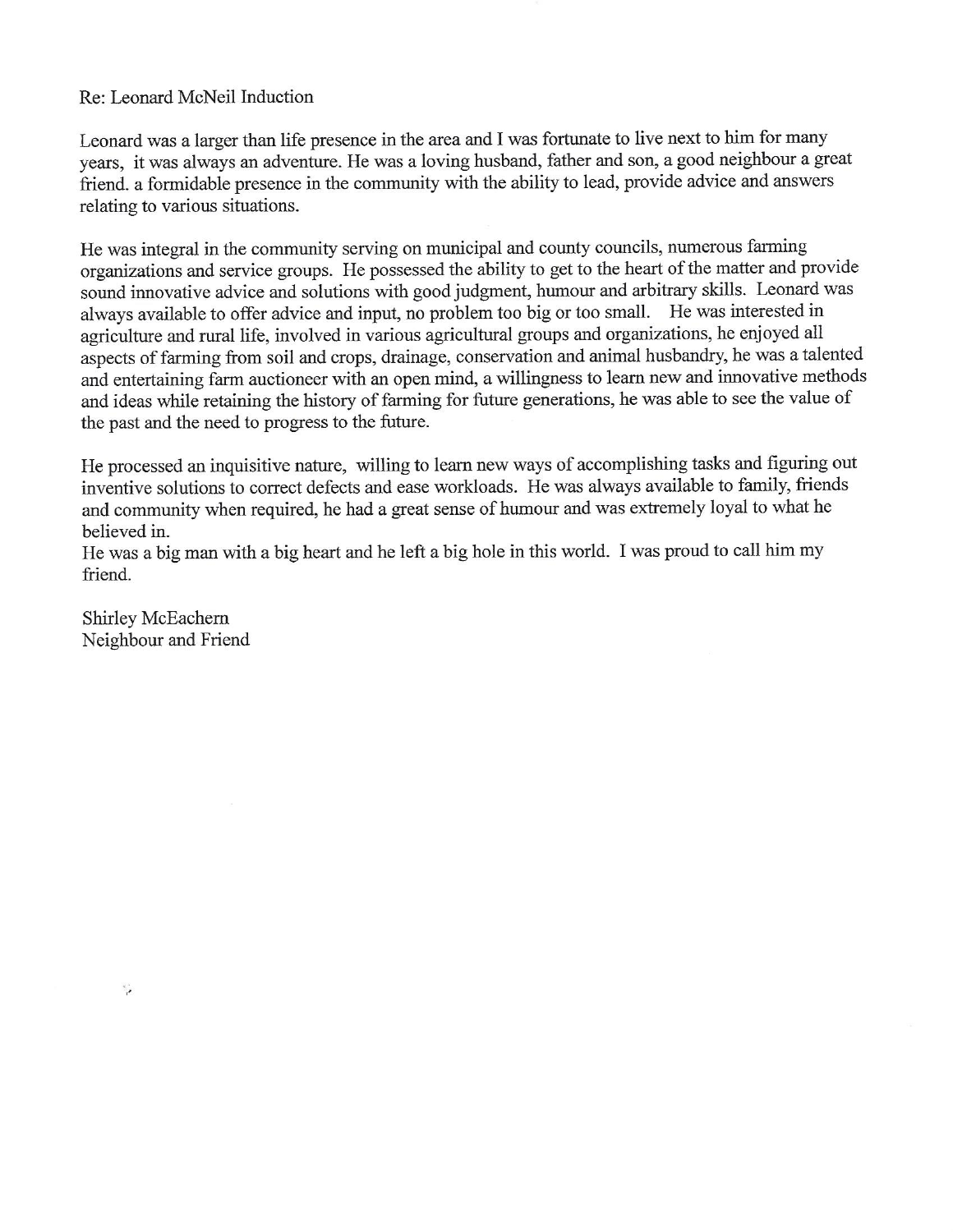Re: Leonard McNeil Induction

Leonard was a larger than life presence in the area and I was fortunate to live next to him for many years, it was always an adventure. He was a loving husband, father and son, a good neighbour a great friend. a formidable presence in the community with the ability to lead, provide advice and answers relating to various situations.

He was integral in the community serving on municipal and county councils, numerous farming organizations and service groups. He possessed the ability to get to the heart of the matter and provide sound innovative advice and solutions with good judgment, humour and arbitrary skills. Leonard was always available to offer advice and input, no problem too big or too small. He was interested in agriculture and rural life, involved in various agricultural groups and organizations, he enjoyed all aspects of farming from soil and crops, drainage, conservation and animal husbandry, he was a talented and entertaining farm auctioneer with an open mind, a willingness to learn new and innovative methods and ideas while retaining the history of farming for future generations, he was able to see the value of the past and the need to progress to the future.

He processed an inquisitive nature, willing to learn new ways of accomplishing tasks and figuring out inventive solutions to correct defects and ease workloads. He was always available to family, friends and community when required, he had a great sense of humour and was extremely loyal to what he believed in.
He was a big man with a big heart and he left a big hole in this world. I was proud to call him my friend.

Shirley McEachern
Neighbour and Friend